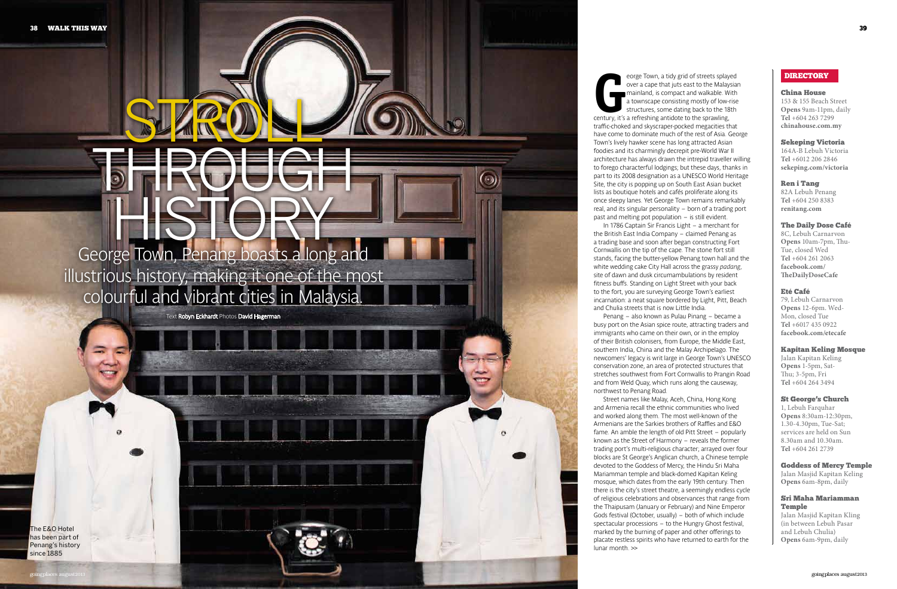# STROLL THROUGH HISTORY

George Town, Penang boasts a long and illustrious history, making it one of the most colourful and vibrant cities in Malaysia.

Text **Robyn Eckhardt** Photos **David Hagerman**

The E&O Hotel has been part of Penang's history since 1885

George Town, a tidy grid of streets splayed over a cape that juts east to the Malaysian mainland, is compact and walkable. With a townscape consisting mostly of low-rise structures, some dating back to the 18th century, it's a refreshing antidote to the sprawling, traffic-choked and skyscraper-pocked megacities that have come to dominate much of the rest of Asia. George Town's lively hawker scene has long attracted Asian foodies and its charmingly decrepit pre-World War II architecture has always drawn the intrepid traveller willing to forego characterful lodgings; but these days, thanks in part to its 2008 designation as a UNESCO World Heritage Site, the city is popping up on South East Asian bucket lists as boutique hotels and cafés proliferate along its once sleepy lanes. Yet George Town remains remarkably real, and its singular personality – born of a trading port past and melting pot population – is still evident.

In 1786 Captain Sir Francis Light – a merchant for the British East India Company – claimed Penang as a trading base and soon after began constructing Fort Cornwallis on the tip of the cape. The stone fort still stands, facing the butter-yellow Penang town hall and the white wedding cake City Hall across the grassy *padang*, site of dawn and dusk circumambulations by resident fitness buffs. Standing on Light Street with your back to the fort, you are surveying George Town's earliest incarnation: a neat square bordered by Light, Pitt, Beach and Chulia streets that is now Little India.

Penang – also known as Pulau Pinang – became a busy port on the Asian spice route, attracting traders and immigrants who came on their own, or in the employ of their British colonisers, from Europe, the Middle East, southern India, China and the Malay Archipelago. The newcomers' legacy is writ large in George Town's UNESCO conservation zone, an area of protected structures that stretches southwest from Fort Cornwallis to Prangin Road and from Weld Quay, which runs along the causeway, northwest to Penang Road.

Street names like Malay, Aceh, China, Hong Kong and Armenia recall the ethnic communities who lived and worked along them. The most well-known of the Armenians are the Sarkies brothers of Raffles and E&O fame. An amble the length of old Pitt Street – popularly known as the Street of Harmony – reveals the former trading port's multi-religious character; arrayed over four blocks are St George's Anglican church, a Chinese temple devoted to the Goddess of Mercy, the Hindu Sri Maha Mariamman temple and black-domed Kapitan Keling mosque, which dates from the early 19th century. Then there is the city's street theatre, a seemingly endless cycle of religious celebrations and observances that range from the Thaipusam (January or February) and Nine Emperor Gods festival (October, usually) – both of which include spectacular processions – to the Hungry Ghost festival, marked by the burning of paper and other offerings to placate restless spirits who have returned to earth for the lunar month. >>

## DIRECTORY

**China House**
153 & 155 Beach Street
**Opens** 9am-11pm, daily
**Tel** +604 263 7299
**chinahouse.com.my**

**Sekeping Victoria**
164A-B Lebuh Victoria
**Tel** +6012 206 2846
**sekeping.com/victoria**

**Ren i Tang**
82A Lebuh Penang
**Tel** +604 250 8383
**renitang.com**

**The Daily Dose Café**
8C, Lebuh Carnarvon
**Opens** 10am-7pm, Thu-Tue, closed Wed
**Tel** +604 261 2063
**facebook.com/TheDailyDoseCafe**

**Eté Café**
79, Lebuh Carnarvon
**Opens** 12-6pm. Wed-Mon, closed Tue
**Tel** +6017 435 0922
**facebook.com/etecafe**

**Kapitan Keling Mosque**
Jalan Kapitan Keling
**Opens** 1-5pm, Sat-Thu; 3-5pm, Fri
**Tel** +604 264 3494

**St George's Church**
1, Lebuh Farquhar
**Opens** 8:30am-12:30pm, 1.30-4.30pm, Tue-Sat; services are held on Sun 8.30am and 10.30am.
**Tel** +604 261 2739

**Goddess of Mercy Temple**
Jalan Masjid Kapitan Keling
**Opens** 6am-8pm, daily

**Sri Maha Mariamman Temple**
Jalan Masjid Kapitan Kling (in between Lebuh Pasar and Lebuh Chulia)
**Opens** 6am-9pm, daily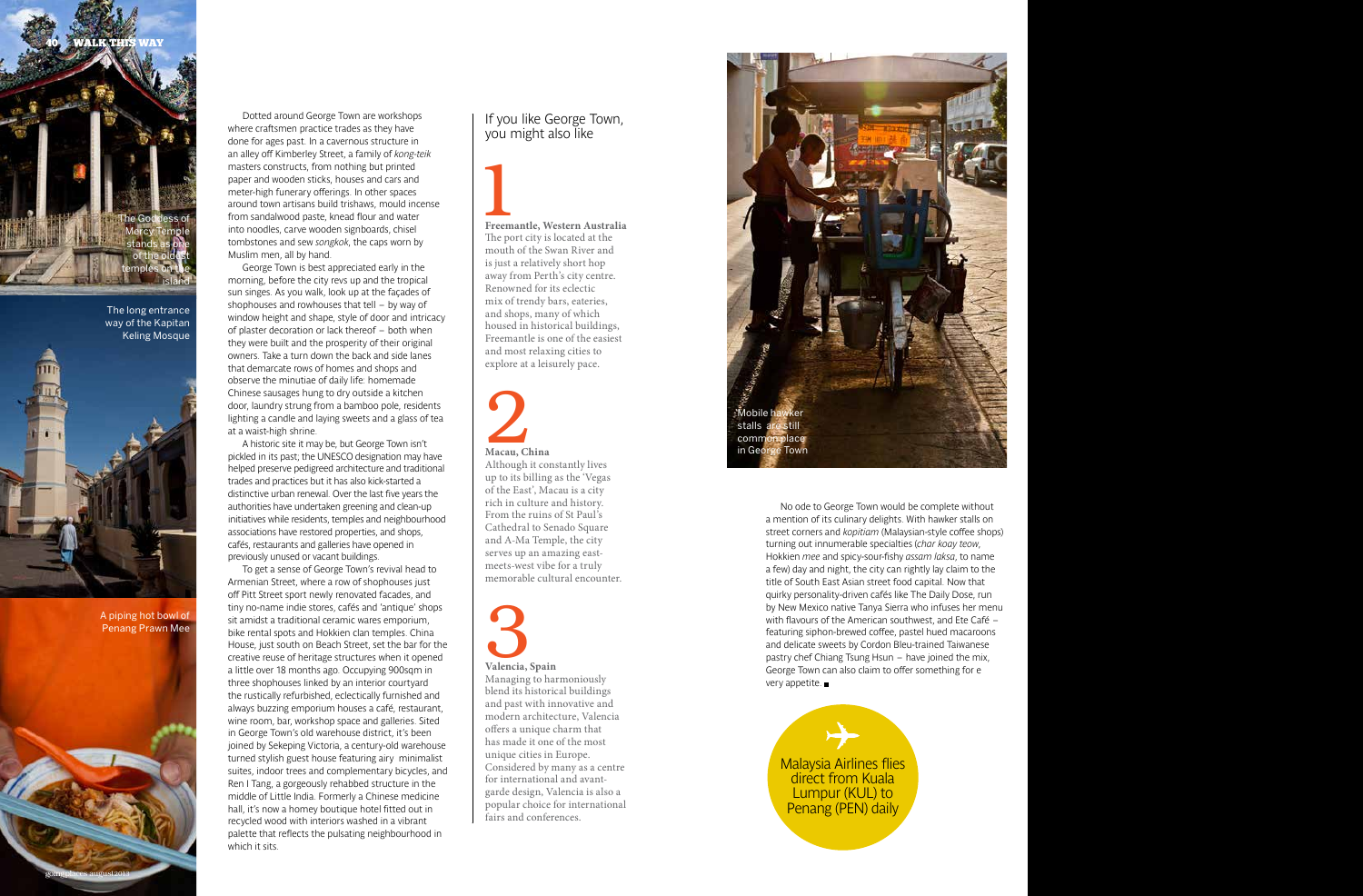The Goddess of Mercy Temple stands as one of the oldest temples on the island

The long entrance way of the Kapitan Keling Mosque

A piping hot bowl of Penang Prawn Mee

Dotted around George Town are workshops where craftsmen practice trades as they have done for ages past. In a cavernous structure in an alley off Kimberley Street, a family of *kong-teik* masters constructs, from nothing but printed paper and wooden sticks, houses and cars and meter-high funerary offerings. In other spaces around town artisans build trishaws, mould incense from sandalwood paste, knead flour and water into noodles, carve wooden signboards, chisel tombstones and sew *songkok*, the caps worn by Muslim men, all by hand.

George Town is best appreciated early in the morning, before the city revs up and the tropical sun singes. As you walk, look up at the façades of shophouses and rowhouses that tell – by way of window height and shape, style of door and intricacy of plaster decoration or lack thereof – both when they were built and the prosperity of their original owners. Take a turn down the back and side lanes that demarcate rows of homes and shops and observe the minutiae of daily life: homemade Chinese sausages hung to dry outside a kitchen door, laundry strung from a bamboo pole, residents lighting a candle and laying sweets and a glass of tea at a waist-high shrine.

A historic site it may be, but George Town isn't pickled in its past; the UNESCO designation may have helped preserve pedigreed architecture and traditional trades and practices but it has also kick-started a distinctive urban renewal. Over the last five years the authorities have undertaken greening and clean-up initiatives while residents, temples and neighbourhood associations have restored properties, and shops, cafés, restaurants and galleries have opened in previously unused or vacant buildings.

To get a sense of George Town's revival head to Armenian Street, where a row of shophouses just off Pitt Street sport newly renovated facades, and tiny no-name indie stores, cafés and 'antique' shops sit amidst a traditional ceramic wares emporium, bike rental spots and Hokkien clan temples. China House, just south on Beach Street, set the bar for the creative reuse of heritage structures when it opened a little over 18 months ago. Occupying 900sqm in three shophouses linked by an interior courtyard the rustically refurbished, eclectically furnished and always buzzing emporium houses a café, restaurant, wine room, bar, workshop space and galleries. Sited in George Town's old warehouse district, it's been joined by Sekeping Victoria, a century-old warehouse turned stylish guest house featuring airy minimalist suites, indoor trees and complementary bicycles, and Ren I Tang, a gorgeously rehabbed structure in the middle of Little India. Formerly a Chinese medicine hall, it's now a homey boutique hotel fitted out in recycled wood with interiors washed in a vibrant palette that reflects the pulsating neighbourhood in which it sits.

## If you like George Town, you might also like

### 1

**Freemantle, Western Australia**

The port city is located at the mouth of the Swan River and is just a relatively short hop away from Perth's city centre. Renowned for its eclectic mix of trendy bars, eateries, and shops, many of which housed in historical buildings, Freemantle is one of the easiest and most relaxing cities to explore at a leisurely pace.

### 2

**Macau, China**

Although it constantly lives up to its billing as the 'Vegas of the East', Macau is a city rich in culture and history. From the ruins of St Paul's Cathedral to Senado Square and A-Ma Temple, the city serves up an amazing east-meets-west vibe for a truly memorable cultural encounter.

### 3

**Valencia, Spain**

Managing to harmoniously blend its historical buildings and past with innovative and modern architecture, Valencia offers a unique charm that has made it one of the most unique cities in Europe. Considered by many as a centre for international and avant-garde design, Valencia is also a popular choice for international fairs and conferences.

Mobile hawker stalls are still commonplace in George Town

No ode to George Town would be complete without a mention of its culinary delights. With hawker stalls on street corners and *kopitiam* (Malaysian-style coffee shops) turning out innumerable specialties (*char koay teow*, Hokkien *mee* and spicy-sour-fishy *assam laksa*, to name a few) day and night, the city can rightly lay claim to the title of South East Asian street food capital. Now that quirky personality-driven cafés like The Daily Dose, run by New Mexico native Tanya Sierra who infuses her menu with flavours of the American southwest, and Ete Café – featuring siphon-brewed coffee, pastel hued macaroons and delicate sweets by Cordon Bleu-trained Taiwanese pastry chef Chiang Tsung Hsun – have joined the mix, George Town can also claim to offer something for e very appetite. ■

Malaysia Airlines flies direct from Kuala Lumpur (KUL) to Penang (PEN) daily